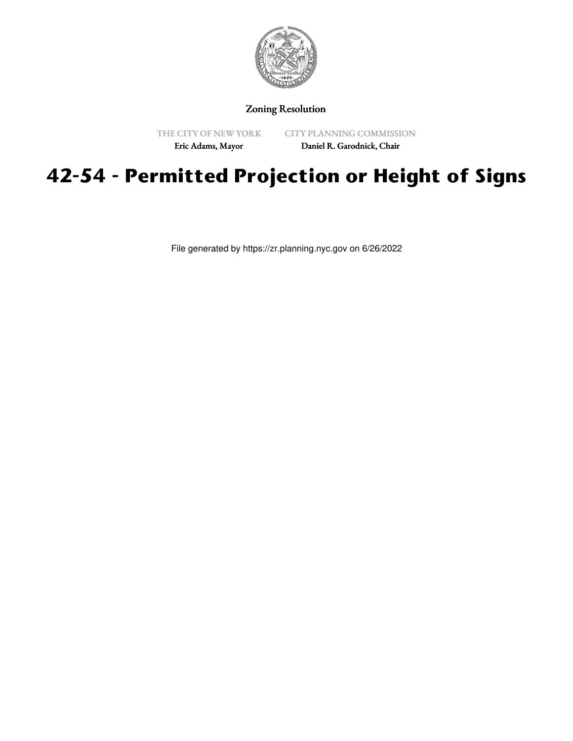Zoning Resolution

THE CITY OF NEW YORK
Eric Adams, Mayor

CITY PLANNING COMMISSION
Daniel R. Garodnick, Chair

# 42-54 - Permitted Projection or Height of Signs

File generated by https://zr.planning.nyc.gov on 6/26/2022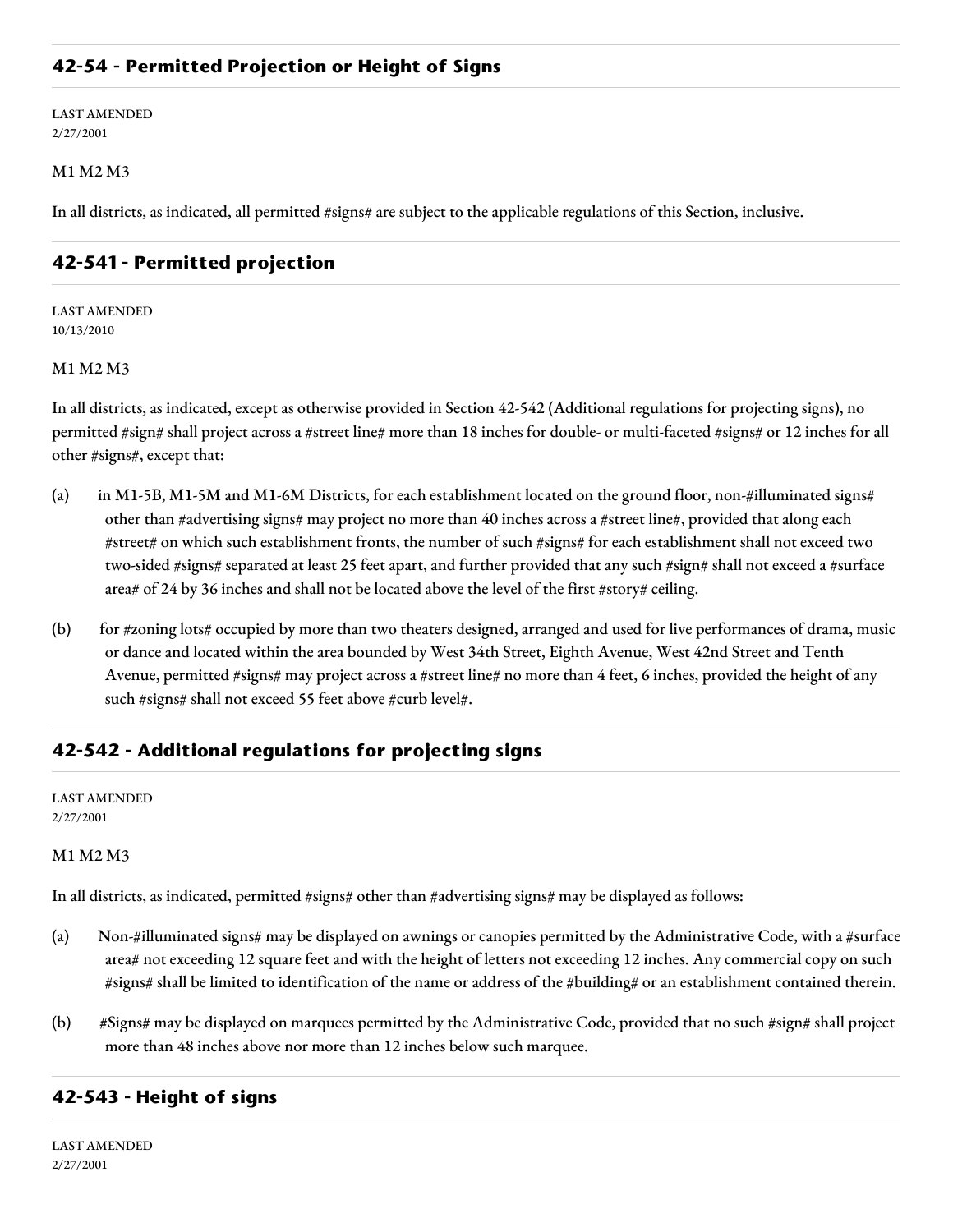## 42-54 - Permitted Projection or Height of Signs

LAST AMENDED
2/27/2001

M1 M2 M3

In all districts, as indicated, all permitted #signs# are subject to the applicable regulations of this Section, inclusive.

## 42-541 - Permitted projection

LAST AMENDED
10/13/2010

M1 M2 M3

In all districts, as indicated, except as otherwise provided in Section 42-542 (Additional regulations for projecting signs), no permitted #sign# shall project across a #street line# more than 18 inches for double- or multi-faceted #signs# or 12 inches for all other #signs#, except that:

(a) in M1-5B, M1-5M and M1-6M Districts, for each establishment located on the ground floor, non-#illuminated signs# other than #advertising signs# may project no more than 40 inches across a #street line#, provided that along each #street# on which such establishment fronts, the number of such #signs# for each establishment shall not exceed two two-sided #signs# separated at least 25 feet apart, and further provided that any such #sign# shall not exceed a #surface area# of 24 by 36 inches and shall not be located above the level of the first #story# ceiling.

(b) for #zoning lots# occupied by more than two theaters designed, arranged and used for live performances of drama, music or dance and located within the area bounded by West 34th Street, Eighth Avenue, West 42nd Street and Tenth Avenue, permitted #signs# may project across a #street line# no more than 4 feet, 6 inches, provided the height of any such #signs# shall not exceed 55 feet above #curb level#.

## 42-542 - Additional regulations for projecting signs

LAST AMENDED
2/27/2001

M1 M2 M3

In all districts, as indicated, permitted #signs# other than #advertising signs# may be displayed as follows:

(a) Non-#illuminated signs# may be displayed on awnings or canopies permitted by the Administrative Code, with a #surface area# not exceeding 12 square feet and with the height of letters not exceeding 12 inches. Any commercial copy on such #signs# shall be limited to identification of the name or address of the #building# or an establishment contained therein.

(b) #Signs# may be displayed on marquees permitted by the Administrative Code, provided that no such #sign# shall project more than 48 inches above nor more than 12 inches below such marquee.

## 42-543 - Height of signs

LAST AMENDED
2/27/2001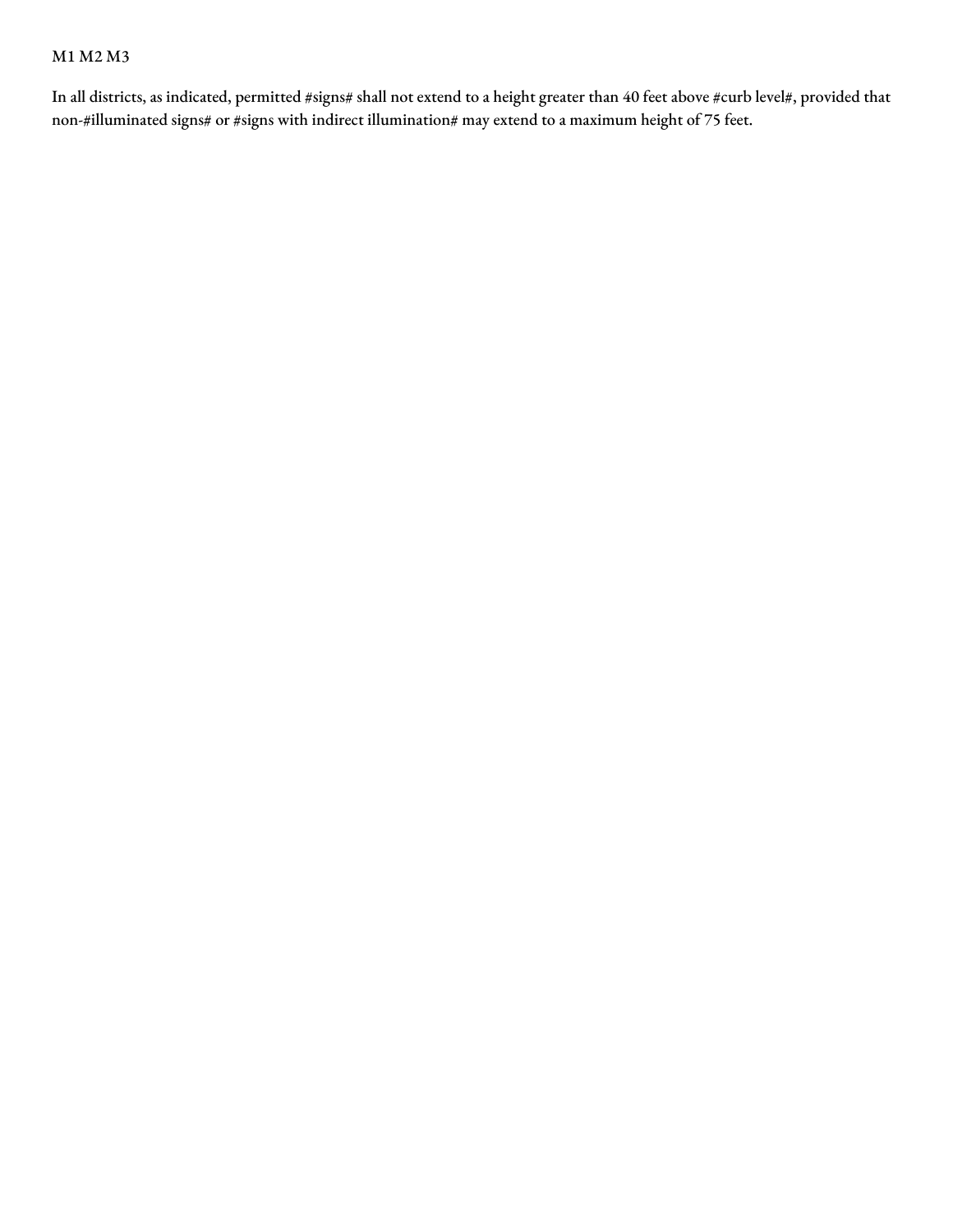M1 M2 M3

In all districts, as indicated, permitted #signs# shall not extend to a height greater than 40 feet above #curb level#, provided that non-#illuminated signs# or #signs with indirect illumination# may extend to a maximum height of 75 feet.